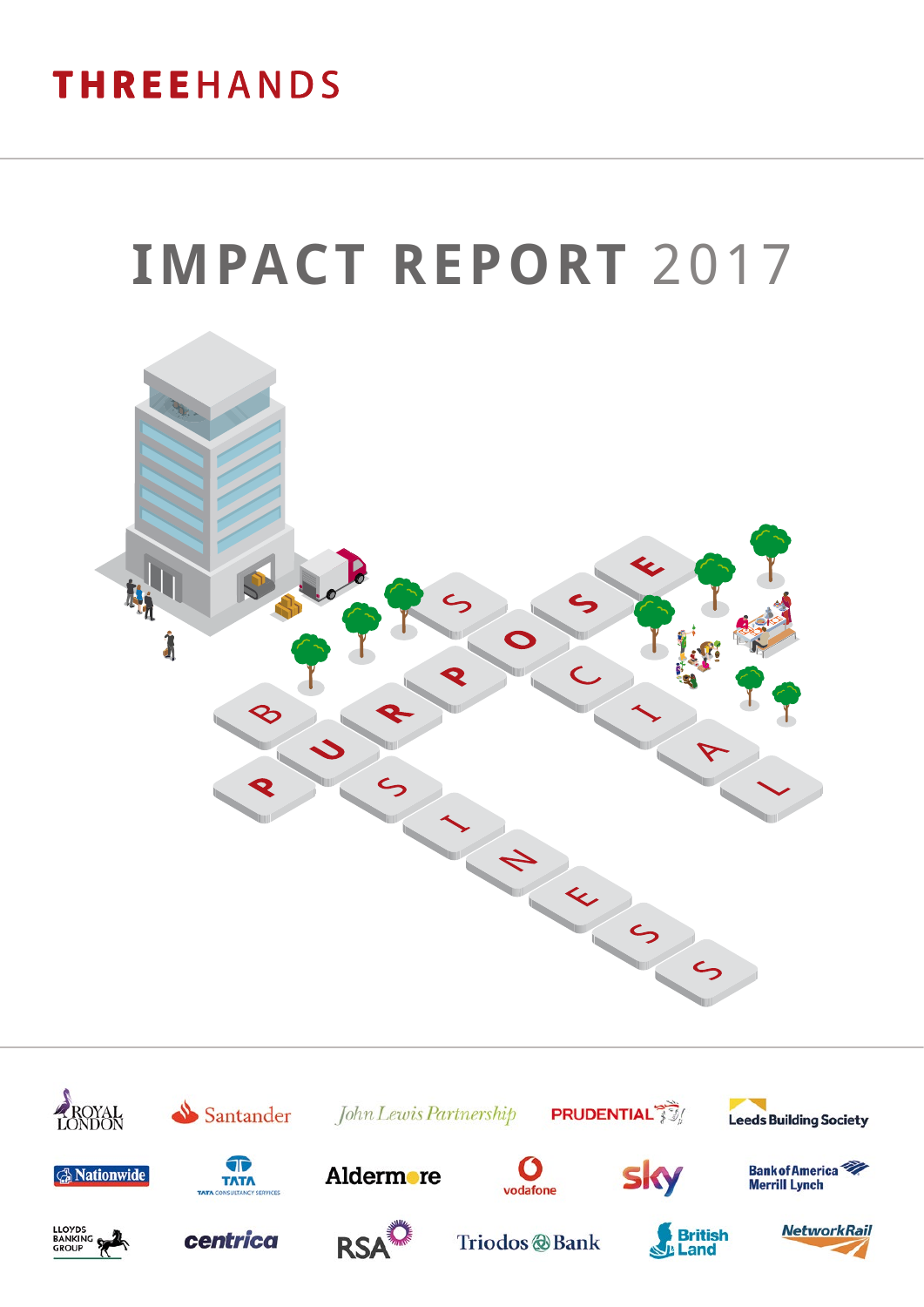THREEHANDS

# IMPACT REPORT 2017

PURPOSE

BUSINESS

SOCIAL

ROYAL LONDON

Santander

John Lewis Partnership

PRUDENTIAL

Leeds Building Society

Nationwide

TATA CONSULTANCY SERVICES

Aldermore

vodafone

sky

Bank of America Merrill Lynch

LLOYDS BANKING GROUP

centrica

RSA

Triodos Bank

British Land

NetworkRail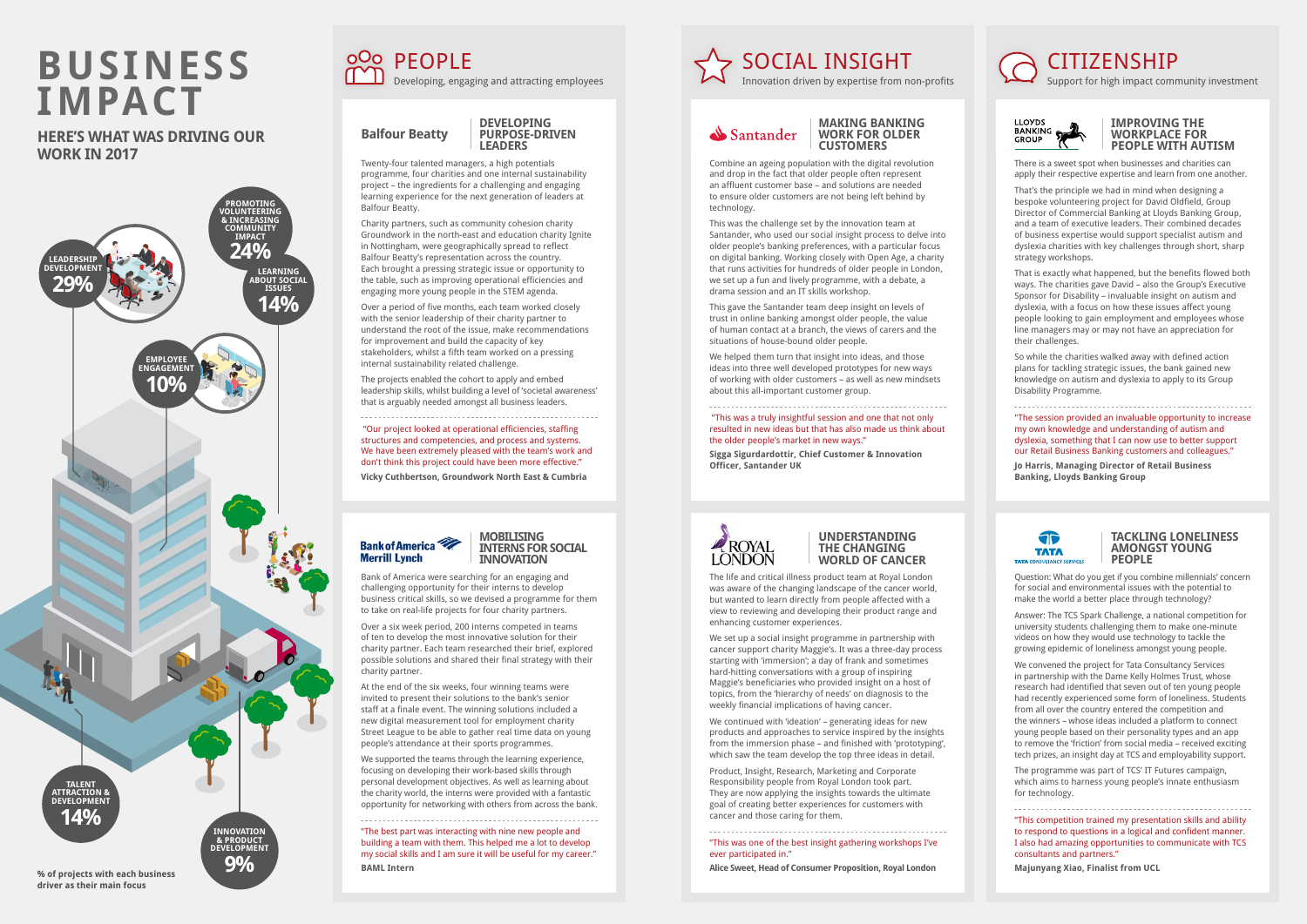# BUSINESS IMPACT

## HERE'S WHAT WAS DRIVING OUR WORK IN 2017

- LEADERSHIP DEVELOPMENT 29%
- PROMOTING VOLUNTEERING & INCREASING COMMUNITY IMPACT 24%
- LEARNING ABOUT SOCIAL ISSUES 14%
- EMPLOYEE ENGAGEMENT 10%
- TALENT ATTRACTION & DEVELOPMENT 14%
- INNOVATION & PRODUCT DEVELOPMENT 9%

% of projects with each business driver as their main focus

## PEOPLE

Developing, engaging and attracting employees

### Balfour Beatty — DEVELOPING PURPOSE-DRIVEN LEADERS

Twenty-four talented managers, a high potentials programme, four charities and one internal sustainability project – the ingredients for a challenging and engaging learning experience for the next generation of leaders at Balfour Beatty.

Charity partners, such as community cohesion charity Groundwork in the north-east and education charity Ignite in Nottingham, were geographically spread to reflect Balfour Beatty's representation across the country. Each brought a pressing strategic issue or opportunity to the table, such as improving operational efficiencies and engaging more young people in the STEM agenda.

Over a period of five months, each team worked closely with the senior leadership of their charity partner to understand the root of the issue, make recommendations for improvement and build the capacity of key stakeholders, whilst a fifth team worked on a pressing internal sustainability related challenge.

The projects enabled the cohort to apply and embed leadership skills, whilst building a level of 'societal awareness' that is arguably needed amongst all business leaders.

"Our project looked at operational efficiencies, staffing structures and competencies, and process and systems. We have been extremely pleased with the team's work and don't think this project could have been more effective."

**Vicky Cuthbertson, Groundwork North East & Cumbria**

### Bank of America Merrill Lynch — MOBILISING INTERNS FOR SOCIAL INNOVATION

Bank of America were searching for an engaging and challenging opportunity for their interns to develop business critical skills, so we devised a programme for them to take on real-life projects for four charity partners.

Over a six week period, 200 interns competed in teams of ten to develop the most innovative solution for their charity partner. Each team researched their brief, explored possible solutions and shared their final strategy with their charity partner.

At the end of the six weeks, four winning teams were invited to present their solutions to the bank's senior staff at a finale event. The winning solutions included a new digital measurement tool for employment charity Street League to be able to gather real time data on young people's attendance at their sports programmes.

We supported the teams through the learning experience, focusing on developing their work-based skills through personal development objectives. As well as learning about the charity world, the interns were provided with a fantastic opportunity for networking with others from across the bank.

"The best part was interacting with nine new people and building a team with them. This helped me a lot to develop my social skills and I am sure it will be useful for my career."

**BAML Intern**

## SOCIAL INSIGHT

Innovation driven by expertise from non-profits

### Santander — MAKING BANKING WORK FOR OLDER CUSTOMERS

Combine an ageing population with the digital revolution and drop in the fact that older people often represent an affluent customer base – and solutions are needed to ensure older customers are not being left behind by technology.

This was the challenge set by the innovation team at Santander, who used our social insight process to delve into older people's banking preferences, with a particular focus on digital banking. Working closely with Open Age, a charity that runs activities for hundreds of older people in London, we set up a fun and lively programme, with a debate, a drama session and an IT skills workshop.

This gave the Santander team deep insight on levels of trust in online banking amongst older people, the value of human contact at a branch, the views of carers and the situations of house-bound older people.

We helped them turn that insight into ideas, and those ideas into three well developed prototypes for new ways of working with older customers – as well as new mindsets about this all-important customer group.

"This was a truly insightful session and one that not only resulted in new ideas but that has also made us think about the older people's market in new ways."

**Sigga Sigurdardottir, Chief Customer & Innovation Officer, Santander UK**

### Royal London — UNDERSTANDING THE CHANGING WORLD OF CANCER

The life and critical illness product team at Royal London was aware of the changing landscape of the cancer world, but wanted to learn directly from people affected with a view to reviewing and developing their product range and enhancing customer experiences.

We set up a social insight programme in partnership with cancer support charity Maggie's. It was a three-day process starting with 'immersion'; a day of frank and sometimes hard-hitting conversations with a group of inspiring Maggie's beneficiaries who provided insight on a host of topics, from the 'hierarchy of needs' on diagnosis to the weekly financial implications of having cancer.

We continued with 'ideation' – generating ideas for new products and approaches to service inspired by the insights from the immersion phase – and finished with 'prototyping', which saw the team develop the top three ideas in detail.

Product, Insight, Research, Marketing and Corporate Responsibility people from Royal London took part. They are now applying the insights towards the ultimate goal of creating better experiences for customers with cancer and those caring for them.

"This was one of the best insight gathering workshops I've ever participated in."

**Alice Sweet, Head of Consumer Proposition, Royal London**

## CITIZENSHIP

Support for high impact community investment

### Lloyds Banking Group — IMPROVING THE WORKPLACE FOR PEOPLE WITH AUTISM

There is a sweet spot when businesses and charities can apply their respective expertise and learn from one another.

That's the principle we had in mind when designing a bespoke volunteering project for David Oldfield, Group Director of Commercial Banking at Lloyds Banking Group, and a team of executive leaders. Their combined decades of business expertise would support specialist autism and dyslexia charities with key challenges through short, sharp strategy workshops.

That is exactly what happened, but the benefits flowed both ways. The charities gave David – also the Group's Executive Sponsor for Disability – invaluable insight on autism and dyslexia, with a focus on how these issues affect young people looking to gain employment and employees whose line managers may or may not have an appreciation for their challenges.

So while the charities walked away with defined action plans for tackling strategic issues, the bank gained new knowledge on autism and dyslexia to apply to its Group Disability Programme.

"The session provided an invaluable opportunity to increase my own knowledge and understanding of autism and dyslexia, something that I can now use to better support our Retail Business Banking customers and colleagues."

**Jo Harris, Managing Director of Retail Business Banking, Lloyds Banking Group**

### Tata Consultancy Services — TACKLING LONELINESS AMONGST YOUNG PEOPLE

Question: What do you get if you combine millennials' concern for social and environmental issues with the potential to make the world a better place through technology?

Answer: The TCS Spark Challenge, a national competition for university students challenging them to make one-minute videos on how they would use technology to tackle the growing epidemic of loneliness amongst young people.

We convened the project for Tata Consultancy Services in partnership with the Dame Kelly Holmes Trust, whose research had identified that seven out of ten young people had recently experienced some form of loneliness. Students from all over the country entered the competition and the winners – whose ideas included a platform to connect young people based on their personality types and an app to remove the 'friction' from social media – received exciting tech prizes, an insight day at TCS and employability support.

The programme was part of TCS' IT Futures campaign, which aims to harness young people's innate enthusiasm for technology.

"This competition trained my presentation skills and ability to respond to questions in a logical and confident manner. I also had amazing opportunities to communicate with TCS consultants and partners."

**Majunyang Xiao, Finalist from UCL**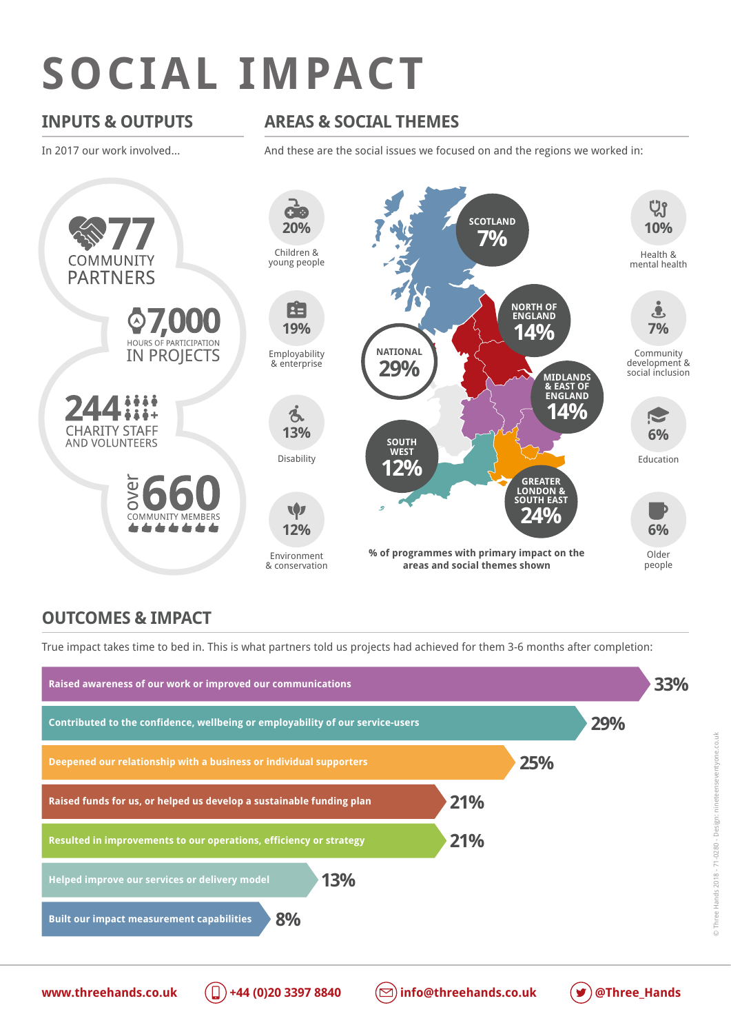# SOCIAL IMPACT

## INPUTS & OUTPUTS

In 2017 our work involved...

77 COMMUNITY PARTNERS

7,000 HOURS OF PARTICIPATION IN PROJECTS

244 CHARITY STAFF AND VOLUNTEERS

over 660 COMMUNITY MEMBERS

## AREAS & SOCIAL THEMES

And these are the social issues we focused on and the regions we worked in:

20% Children & young people

19% Employability & enterprise

13% Disability

12% Environment & conservation

SCOTLAND 7%

NORTH OF ENGLAND 14%

NATIONAL 29%

MIDLANDS & EAST OF ENGLAND 14%

SOUTH WEST 12%

GREATER LONDON & SOUTH EAST 24%

10% Health & mental health

7% Community development & social inclusion

6% Education

6% Older people

% of programmes with primary impact on the areas and social themes shown

## OUTCOMES & IMPACT

True impact takes time to bed in. This is what partners told us projects had achieved for them 3-6 months after completion:

Raised awareness of our work or improved our communications 33%

Contributed to the confidence, wellbeing or employability of our service-users 29%

Deepened our relationship with a business or individual supporters 25%

Raised funds for us, or helped us develop a sustainable funding plan 21%

Resulted in improvements to our operations, efficiency or strategy 21%

Helped improve our services or delivery model 13%

Built our impact measurement capabilities 8%

© Three Hands 2018 · 71-0280 · Design: nineteenseventyone.co.uk

www.threehands.co.uk | +44 (0)20 3397 8840 | info@threehands.co.uk | @Three_Hands